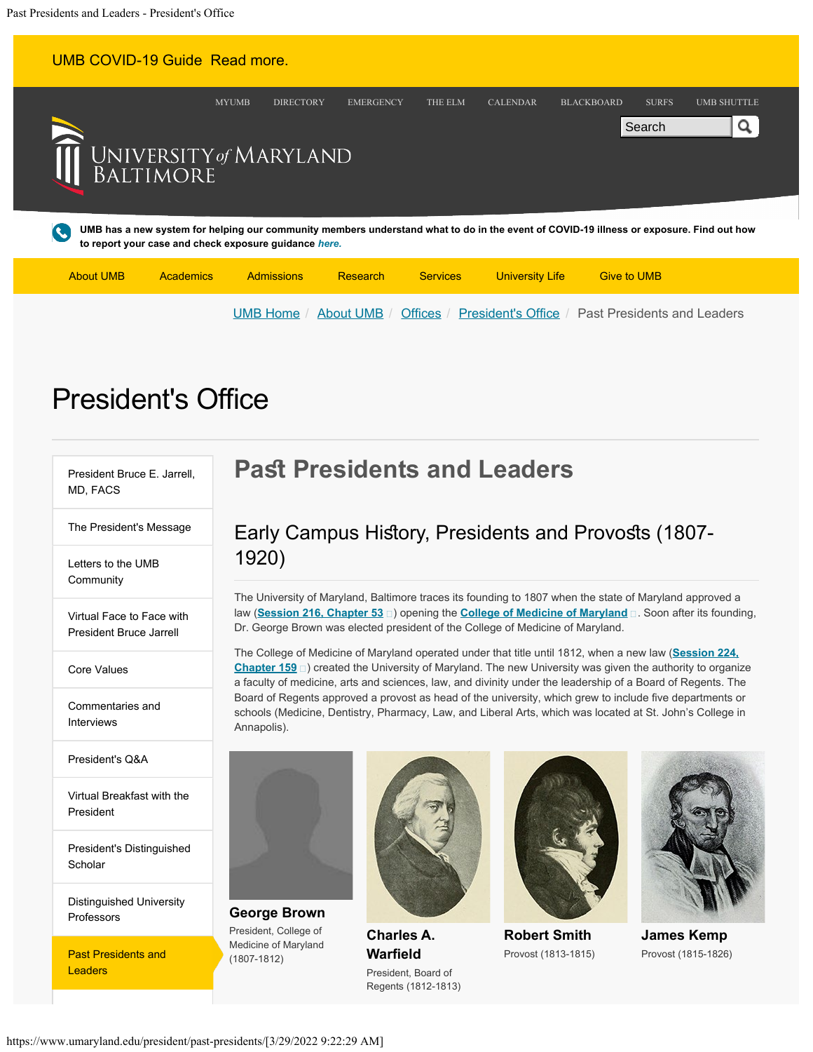UMB COVID-19 Guide Read more.

MYUMB DIRECTORY EMERGENCY THE ELM CALENDAR BLACKBOARD SURFS UMB SHUTTLE

UNIVERSITY of MARYLAND BALTIMORE

**UMB has a new system for helping our community members understand what to do in the event of COVID-19 illness or exposure. Find out how to report your case and check exposure guidance *here*.**

About UMB | Academics | Admissions | Research | Services | University Life | Give to UMB

UMB Home / About UMB / Offices / President's Office / Past Presidents and Leaders

# President's Office

- President Bruce E. Jarrell, MD, FACS
- The President's Message
- Letters to the UMB Community
- Virtual Face to Face with President Bruce Jarrell
- Core Values
- Commentaries and Interviews
- President's Q&A
- Virtual Breakfast with the President
- President's Distinguished Scholar
- Distinguished University Professors
- Past Presidents and Leaders

## Past Presidents and Leaders

### Early Campus History, Presidents and Provosts (1807-1920)

The University of Maryland, Baltimore traces its founding to 1807 when the state of Maryland approved a law (**Session 216, Chapter 53**) opening the **College of Medicine of Maryland**. Soon after its founding, Dr. George Brown was elected president of the College of Medicine of Maryland.

The College of Medicine of Maryland operated under that title until 1812, when a new law (**Session 224, Chapter 159**) created the University of Maryland. The new University was given the authority to organize a faculty of medicine, arts and sciences, law, and divinity under the leadership of a Board of Regents. The Board of Regents approved a provost as head of the university, which grew to include five departments or schools (Medicine, Dentistry, Pharmacy, Law, and Liberal Arts, which was located at St. John's College in Annapolis).

**George Brown**
President, College of Medicine of Maryland (1807-1812)

**Charles A. Warfield**
President, Board of Regents (1812-1813)

**Robert Smith**
Provost (1813-1815)

**James Kemp**
Provost (1815-1826)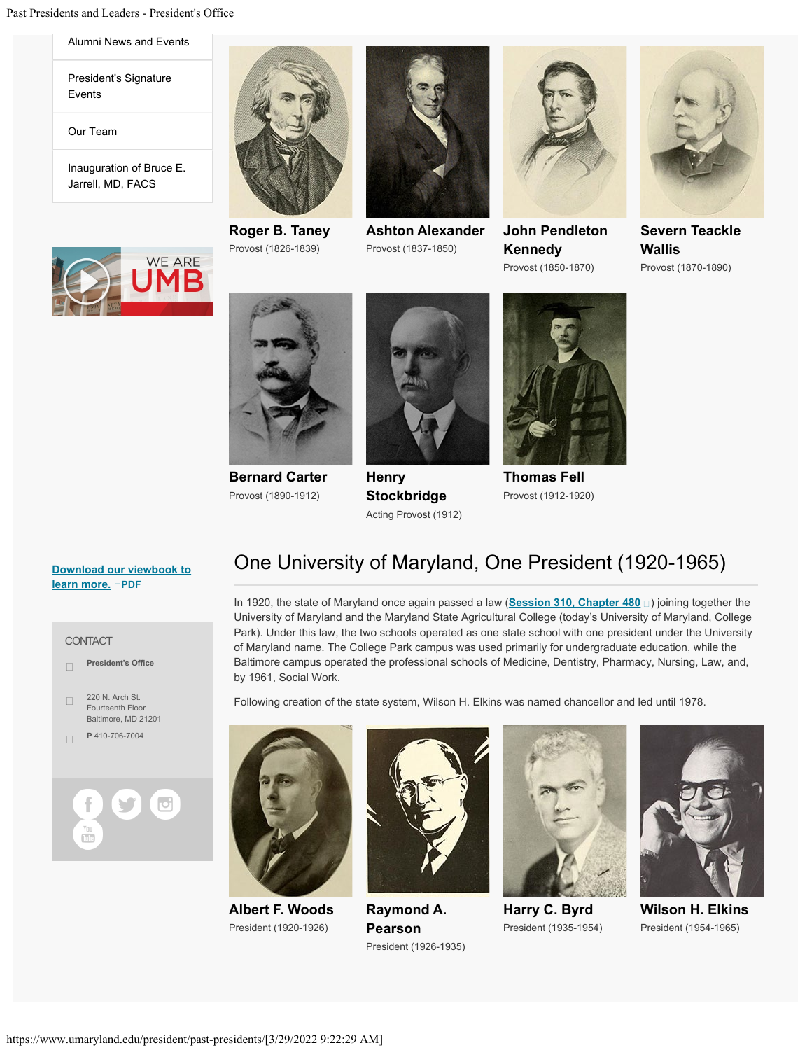- Alumni News and Events
- President's Signature Events
- Our Team
- Inauguration of Bruce E. Jarrell, MD, FACS

**Roger B. Taney**
Provost (1826-1839)

**Ashton Alexander**
Provost (1837-1850)

**John Pendleton Kennedy**
Provost (1850-1870)

**Severn Teackle Wallis**
Provost (1870-1890)

**Bernard Carter**
Provost (1890-1912)

**Henry Stockbridge**
Acting Provost (1912)

**Thomas Fell**
Provost (1912-1920)

[Download our viewbook to learn more.](#) PDF

CONTACT

**President's Office**

220 N. Arch St.
Fourteenth Floor
Baltimore, MD 21201

**P** 410-706-7004

## One University of Maryland, One President (1920-1965)

In 1920, the state of Maryland once again passed a law ([Session 310, Chapter 480](#)) joining together the University of Maryland and the Maryland State Agricultural College (today's University of Maryland, College Park). Under this law, the two schools operated as one state school with one president under the University of Maryland name. The College Park campus was used primarily for undergraduate education, while the Baltimore campus operated the professional schools of Medicine, Dentistry, Pharmacy, Nursing, Law, and, by 1961, Social Work.

Following creation of the state system, Wilson H. Elkins was named chancellor and led until 1978.

**Albert F. Woods**
President (1920-1926)

**Raymond A. Pearson**
President (1926-1935)

**Harry C. Byrd**
President (1935-1954)

**Wilson H. Elkins**
President (1954-1965)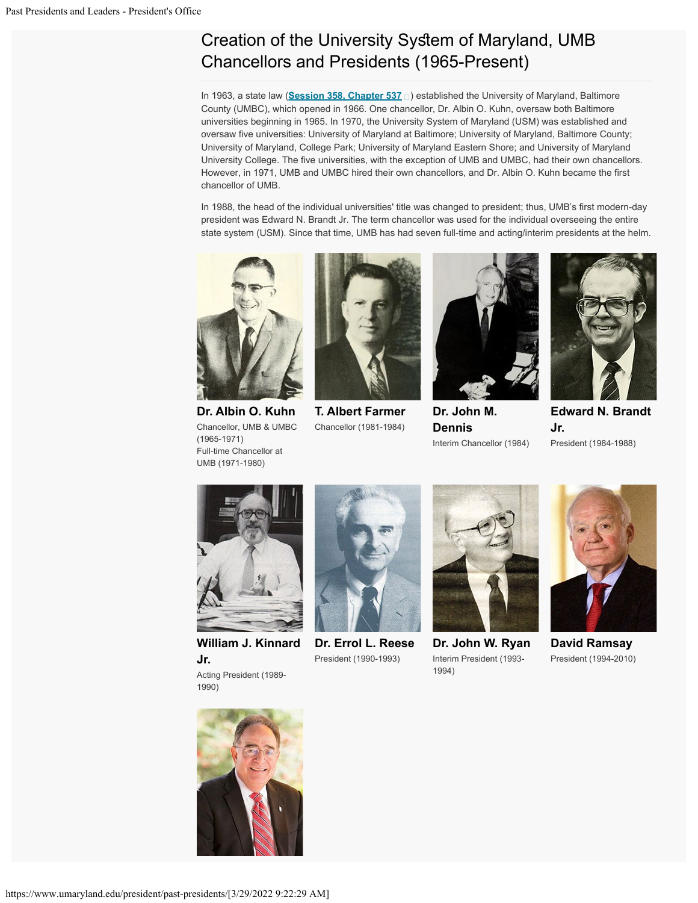# Creation of the University System of Maryland, UMB Chancellors and Presidents (1965-Present)

In 1963, a state law (**Session 358, Chapter 537**) established the University of Maryland, Baltimore County (UMBC), which opened in 1966. One chancellor, Dr. Albin O. Kuhn, oversaw both Baltimore universities beginning in 1965. In 1970, the University System of Maryland (USM) was established and oversaw five universities: University of Maryland at Baltimore; University of Maryland, Baltimore County; University of Maryland, College Park; University of Maryland Eastern Shore; and University of Maryland University College. The five universities, with the exception of UMB and UMBC, had their own chancellors. However, in 1971, UMB and UMBC hired their own chancellors, and Dr. Albin O. Kuhn became the first chancellor of UMB.

In 1988, the head of the individual universities' title was changed to president; thus, UMB's first modern-day president was Edward N. Brandt Jr. The term chancellor was used for the individual overseeing the entire state system (USM). Since that time, UMB has had seven full-time and acting/interim presidents at the helm.

**Dr. Albin O. Kuhn**
Chancellor, UMB & UMBC (1965-1971)
Full-time Chancellor at UMB (1971-1980)

**T. Albert Farmer**
Chancellor (1981-1984)

**Dr. John M. Dennis**
Interim Chancellor (1984)

**Edward N. Brandt Jr.**
President (1984-1988)

**William J. Kinnard Jr.**
Acting President (1989-1990)

**Dr. Errol L. Reese**
President (1990-1993)

**Dr. John W. Ryan**
Interim President (1993-1994)

**David Ramsay**
President (1994-2010)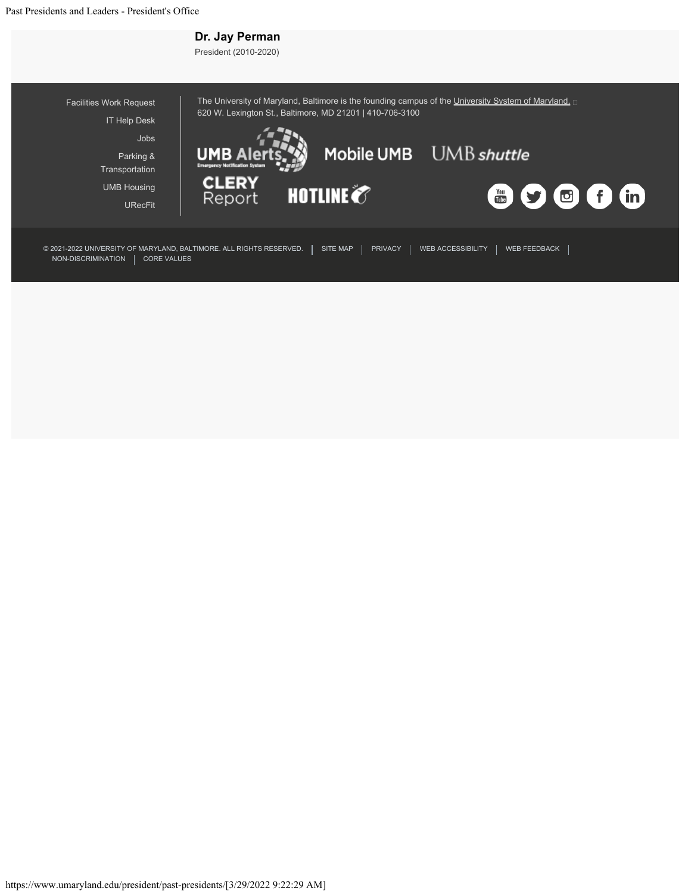**Dr. Jay Perman**

President (2010-2020)

Facilities Work Request

IT Help Desk

Jobs

Parking & Transportation

UMB Housing

URecFit

The University of Maryland, Baltimore is the founding campus of the University System of Maryland.
620 W. Lexington St., Baltimore, MD 21201 | 410-706-3100

UMB Alerts Emergency Notification System

Mobile UMB

UMB shuttle

CLERY Report

HOTLINE

© 2021-2022 UNIVERSITY OF MARYLAND, BALTIMORE. ALL RIGHTS RESERVED. | SITE MAP | PRIVACY | WEB ACCESSIBILITY | WEB FEEDBACK | NON-DISCRIMINATION | CORE VALUES